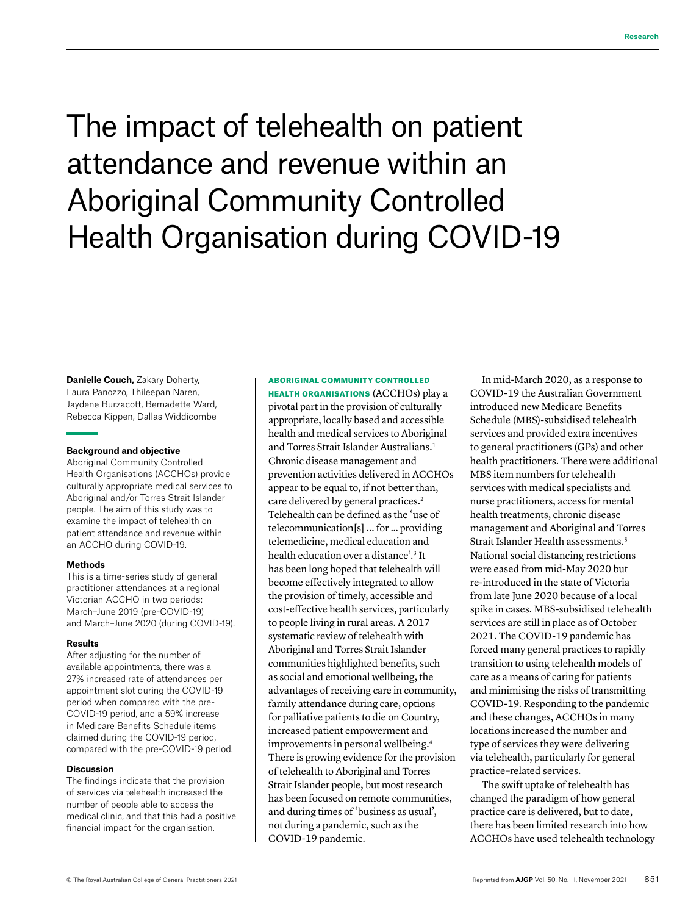# The impact of telehealth on patient attendance and revenue within an Aboriginal Community Controlled Health Organisation during COVID-19

**Danielle Couch,** Zakary Doherty, Laura Panozzo, Thileepan Naren, Jaydene Burzacott, Bernadette Ward, Rebecca Kippen, Dallas Widdicombe

### Background and objective

Aboriginal Community Controlled Health Organisations (ACCHOs) provide culturally appropriate medical services to Aboriginal and/or Torres Strait Islander people. The aim of this study was to examine the impact of telehealth on patient attendance and revenue within an ACCHO during COVID-19.

### Methods

This is a time-series study of general practitioner attendances at a regional Victorian ACCHO in two periods: March–June 2019 (pre-COVID-19) and March–June 2020 (during COVID-19).

### Results

After adjusting for the number of available appointments, there was a 27% increased rate of attendances per appointment slot during the COVID-19 period when compared with the pre-COVID-19 period, and a 59% increase in Medicare Benefits Schedule items claimed during the COVID-19 period, compared with the pre-COVID-19 period.

### Discussion

The findings indicate that the provision of services via telehealth increased the number of people able to access the medical clinic, and that this had a positive financial impact for the organisation.

**ABORIGINAL COMMUNITY CONTROLLED HEALTH ORGANISATIONS** (ACCHOs) play a pivotal part in the provision of culturally appropriate, locally based and accessible health and medical services to Aboriginal and Torres Strait Islander Australians.[1] Chronic disease management and prevention activities delivered in ACCHOs appear to be equal to, if not better than, care delivered by general practices.[2] Telehealth can be defined as the 'use of telecommunication[s] ... for ... providing telemedicine, medical education and health education over a distance'.[3] It has been long hoped that telehealth will become effectively integrated to allow the provision of timely, accessible and cost-effective health services, particularly to people living in rural areas. A 2017 systematic review of telehealth with Aboriginal and Torres Strait Islander communities highlighted benefits, such as social and emotional wellbeing, the advantages of receiving care in community, family attendance during care, options for palliative patients to die on Country, increased patient empowerment and improvements in personal wellbeing.[4] There is growing evidence for the provision of telehealth to Aboriginal and Torres Strait Islander people, but most research has been focused on remote communities, and during times of 'business as usual', not during a pandemic, such as the COVID-19 pandemic.

In mid-March 2020, as a response to COVID-19 the Australian Government introduced new Medicare Benefits Schedule (MBS)-subsidised telehealth services and provided extra incentives to general practitioners (GPs) and other health practitioners. There were additional MBS item numbers for telehealth services with medical specialists and nurse practitioners, access for mental health treatments, chronic disease management and Aboriginal and Torres Strait Islander Health assessments.[5] National social distancing restrictions were eased from mid-May 2020 but re-introduced in the state of Victoria from late June 2020 because of a local spike in cases. MBS-subsidised telehealth services are still in place as of October 2021. The COVID-19 pandemic has forced many general practices to rapidly transition to using telehealth models of care as a means of caring for patients and minimising the risks of transmitting COVID-19. Responding to the pandemic and these changes, ACCHOs in many locations increased the number and type of services they were delivering via telehealth, particularly for general practice–related services.

The swift uptake of telehealth has changed the paradigm of how general practice care is delivered, but to date, there has been limited research into how ACCHOs have used telehealth technology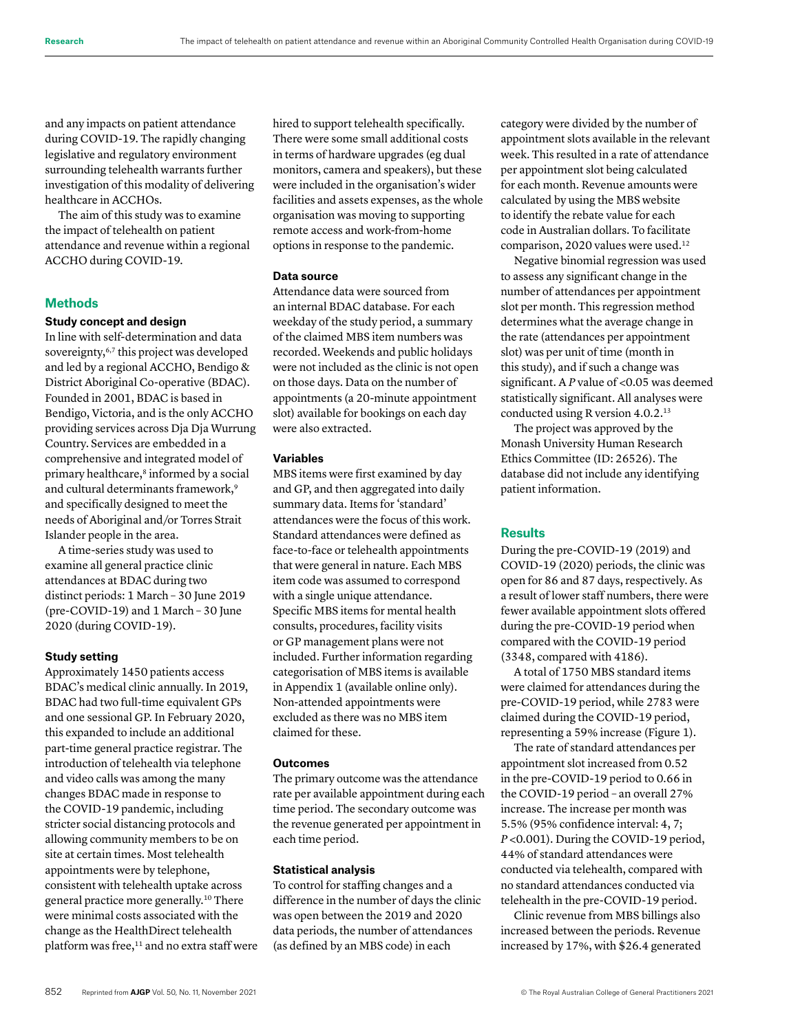and any impacts on patient attendance during COVID-19. The rapidly changing legislative and regulatory environment surrounding telehealth warrants further investigation of this modality of delivering healthcare in ACCHOs.

The aim of this study was to examine the impact of telehealth on patient attendance and revenue within a regional ACCHO during COVID-19.

## Methods

### Study concept and design

In line with self-determination and data sovereignty,[6,7] this project was developed and led by a regional ACCHO, Bendigo & District Aboriginal Co-operative (BDAC). Founded in 2001, BDAC is based in Bendigo, Victoria, and is the only ACCHO providing services across Dja Dja Wurrung Country. Services are embedded in a comprehensive and integrated model of primary healthcare,[8] informed by a social and cultural determinants framework,[9] and specifically designed to meet the needs of Aboriginal and/or Torres Strait Islander people in the area.

A time-series study was used to examine all general practice clinic attendances at BDAC during two distinct periods: 1 March – 30 June 2019 (pre-COVID-19) and 1 March – 30 June 2020 (during COVID-19).

### Study setting

Approximately 1450 patients access BDAC's medical clinic annually. In 2019, BDAC had two full-time equivalent GPs and one sessional GP. In February 2020, this expanded to include an additional part-time general practice registrar. The introduction of telehealth via telephone and video calls was among the many changes BDAC made in response to the COVID-19 pandemic, including stricter social distancing protocols and allowing community members to be on site at certain times. Most telehealth appointments were by telephone, consistent with telehealth uptake across general practice more generally.[10] There were minimal costs associated with the change as the HealthDirect telehealth platform was free,[11] and no extra staff were hired to support telehealth specifically. There were some small additional costs in terms of hardware upgrades (eg dual monitors, camera and speakers), but these were included in the organisation's wider facilities and assets expenses, as the whole organisation was moving to supporting remote access and work-from-home options in response to the pandemic.

### Data source

Attendance data were sourced from an internal BDAC database. For each weekday of the study period, a summary of the claimed MBS item numbers was recorded. Weekends and public holidays were not included as the clinic is not open on those days. Data on the number of appointments (a 20-minute appointment slot) available for bookings on each day were also extracted.

### Variables

MBS items were first examined by day and GP, and then aggregated into daily summary data. Items for 'standard' attendances were the focus of this work. Standard attendances were defined as face-to-face or telehealth appointments that were general in nature. Each MBS item code was assumed to correspond with a single unique attendance. Specific MBS items for mental health consults, procedures, facility visits or GP management plans were not included. Further information regarding categorisation of MBS items is available in Appendix 1 (available online only). Non-attended appointments were excluded as there was no MBS item claimed for these.

### Outcomes

The primary outcome was the attendance rate per available appointment during each time period. The secondary outcome was the revenue generated per appointment in each time period.

### Statistical analysis

To control for staffing changes and a difference in the number of days the clinic was open between the 2019 and 2020 data periods, the number of attendances (as defined by an MBS code) in each category were divided by the number of appointment slots available in the relevant week. This resulted in a rate of attendance per appointment slot being calculated for each month. Revenue amounts were calculated by using the MBS website to identify the rebate value for each code in Australian dollars. To facilitate comparison, 2020 values were used.[12]

Negative binomial regression was used to assess any significant change in the number of attendances per appointment slot per month. This regression method determines what the average change in the rate (attendances per appointment slot) was per unit of time (month in this study), and if such a change was significant. A $P$ value of <0.05 was deemed statistically significant. All analyses were conducted using R version 4.0.2.[13]

The project was approved by the Monash University Human Research Ethics Committee (ID: 26526). The database did not include any identifying patient information.

## Results

During the pre-COVID-19 (2019) and COVID-19 (2020) periods, the clinic was open for 86 and 87 days, respectively. As a result of lower staff numbers, there were fewer available appointment slots offered during the pre-COVID-19 period when compared with the COVID-19 period (3348, compared with 4186).

A total of 1750 MBS standard items were claimed for attendances during the pre-COVID-19 period, while 2783 were claimed during the COVID-19 period, representing a 59% increase (Figure 1).

The rate of standard attendances per appointment slot increased from 0.52 in the pre-COVID-19 period to 0.66 in the COVID-19 period – an overall 27% increase. The increase per month was 5.5% (95% confidence interval: 4, 7; $P$ <0.001). During the COVID-19 period, 44% of standard attendances were conducted via telehealth, compared with no standard attendances conducted via telehealth in the pre-COVID-19 period.

Clinic revenue from MBS billings also increased between the periods. Revenue increased by 17%, with $26.4 generated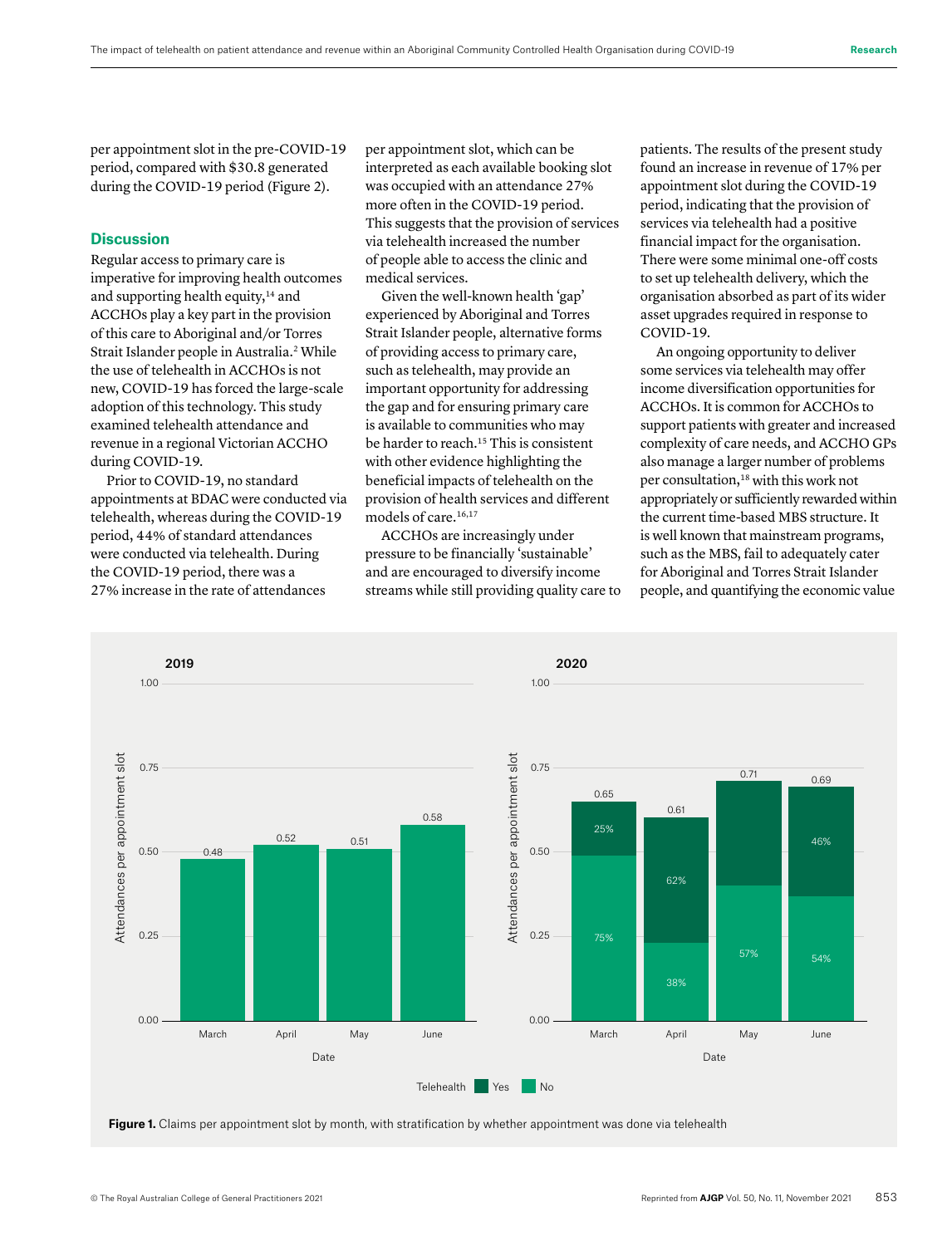per appointment slot in the pre-COVID-19 period, compared with $30.8 generated during the COVID-19 period (Figure 2).

## Discussion

Regular access to primary care is imperative for improving health outcomes and supporting health equity,[14] and ACCHOs play a key part in the provision of this care to Aboriginal and/or Torres Strait Islander people in Australia.[2] While the use of telehealth in ACCHOs is not new, COVID-19 has forced the large-scale adoption of this technology. This study examined telehealth attendance and revenue in a regional Victorian ACCHO during COVID-19.

Prior to COVID-19, no standard appointments at BDAC were conducted via telehealth, whereas during the COVID-19 period, 44% of standard attendances were conducted via telehealth. During the COVID-19 period, there was a 27% increase in the rate of attendances per appointment slot, which can be interpreted as each available booking slot was occupied with an attendance 27% more often in the COVID-19 period. This suggests that the provision of services via telehealth increased the number of people able to access the clinic and medical services.

Given the well-known health 'gap' experienced by Aboriginal and Torres Strait Islander people, alternative forms of providing access to primary care, such as telehealth, may provide an important opportunity for addressing the gap and for ensuring primary care is available to communities who may be harder to reach.[15] This is consistent with other evidence highlighting the beneficial impacts of telehealth on the provision of health services and different models of care.[16,17]

ACCHOs are increasingly under pressure to be financially 'sustainable' and are encouraged to diversify income streams while still providing quality care to patients. The results of the present study found an increase in revenue of 17% per appointment slot during the COVID-19 period, indicating that the provision of services via telehealth had a positive financial impact for the organisation. There were some minimal one-off costs to set up telehealth delivery, which the organisation absorbed as part of its wider asset upgrades required in response to COVID-19.

An ongoing opportunity to deliver some services via telehealth may offer income diversification opportunities for ACCHOs. It is common for ACCHOs to support patients with greater and increased complexity of care needs, and ACCHO GPs also manage a larger number of problems per consultation,[18] with this work not appropriately or sufficiently rewarded within the current time-based MBS structure. It is well known that mainstream programs, such as the MBS, fail to adequately cater for Aboriginal and Torres Strait Islander people, and quantifying the economic value

| Year | Month | Attendances per appointment slot | Telehealth: Yes | Telehealth: No |
|---|---|---|---|---|
| 2019 | March | 0.48 | | |
| 2019 | April | 0.52 | | |
| 2019 | May | 0.51 | | |
| 2019 | June | 0.58 | | |
| 2020 | March | 0.65 | 25% | 75% |
| 2020 | April | 0.61 | 62% | 38% |
| 2020 | May | 0.71 | | 57% |
| 2020 | June | 0.69 | 46% | 54% |

**Figure 1.** Claims per appointment slot by month, with stratification by whether appointment was done via telehealth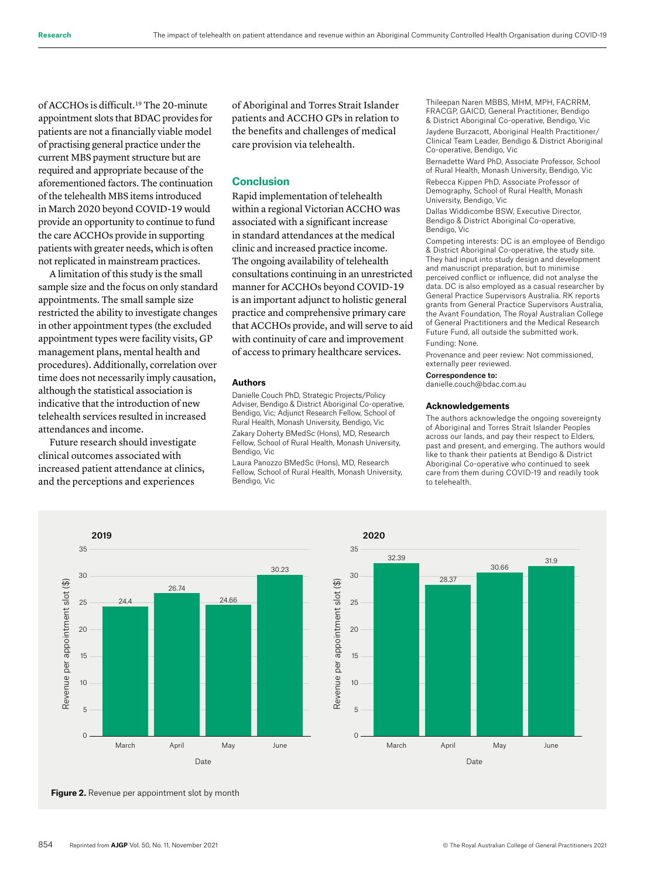of ACCHOs is difficult.[19] The 20-minute appointment slots that BDAC provides for patients are not a financially viable model of practising general practice under the current MBS payment structure but are required and appropriate because of the aforementioned factors. The continuation of the telehealth MBS items introduced in March 2020 beyond COVID-19 would provide an opportunity to continue to fund the care ACCHOs provide in supporting patients with greater needs, which is often not replicated in mainstream practices.

A limitation of this study is the small sample size and the focus on only standard appointments. The small sample size restricted the ability to investigate changes in other appointment types (the excluded appointment types were facility visits, GP management plans, mental health and procedures). Additionally, correlation over time does not necessarily imply causation, although the statistical association is indicative that the introduction of new telehealth services resulted in increased attendances and income.

Future research should investigate clinical outcomes associated with increased patient attendance at clinics, and the perceptions and experiences of Aboriginal and Torres Strait Islander patients and ACCHO GPs in relation to the benefits and challenges of medical care provision via telehealth.

## Conclusion

Rapid implementation of telehealth within a regional Victorian ACCHO was associated with a significant increase in standard attendances at the medical clinic and increased practice income. The ongoing availability of telehealth consultations continuing in an unrestricted manner for ACCHOs beyond COVID-19 is an important adjunct to holistic general practice and comprehensive primary care that ACCHOs provide, and will serve to aid with continuity of care and improvement of access to primary healthcare services.

### Authors

Danielle Couch PhD, Strategic Projects/Policy Adviser, Bendigo & District Aboriginal Co-operative, Bendigo, Vic; Adjunct Research Fellow, School of Rural Health, Monash University, Bendigo, Vic

Zakary Doherty BMedSc (Hons), MD, Research Fellow, School of Rural Health, Monash University, Bendigo, Vic

Laura Panozzo BMedSc (Hons), MD, Research Fellow, School of Rural Health, Monash University, Bendigo, Vic

Thileepan Naren MBBS, MHM, MPH, FACRRM, FRACGP, GAICD, General Practitioner, Bendigo & District Aboriginal Co-operative, Bendigo, Vic

Jaydene Burzacott, Aboriginal Health Practitioner/Clinical Team Leader, Bendigo & District Aboriginal Co-operative, Bendigo, Vic

Bernadette Ward PhD, Associate Professor, School of Rural Health, Monash University, Bendigo, Vic

Rebecca Kippen PhD, Associate Professor of Demography, School of Rural Health, Monash University, Bendigo, Vic

Dallas Widdicombe BSW, Executive Director, Bendigo & District Aboriginal Co-operative, Bendigo, Vic

Competing interests: DC is an employee of Bendigo & District Aboriginal Co-operative, the study site. They had input into study design and development and manuscript preparation, but to minimise perceived conflict or influence, did not analyse the data. DC is also employed as a casual researcher by General Practice Supervisors Australia. RK reports grants from General Practice Supervisors Australia, the Avant Foundation, The Royal Australian College of General Practitioners and the Medical Research Future Fund, all outside the submitted work.

Funding: None.

Provenance and peer review: Not commissioned, externally peer reviewed.

**Correspondence to:**
danielle.couch@bdac.com.au

### Acknowledgements

The authors acknowledge the ongoing sovereignty of Aboriginal and Torres Strait Islander Peoples across our lands, and pay their respect to Elders, past and present, and emerging. The authors would like to thank their patients at Bendigo & District Aboriginal Co-operative who continued to seek care from them during COVID-19 and readily took to telehealth.

Revenue per appointment slot ($)

| Month | 2019 | 2020 |
|---|---|---|
| March | 24.4 | 32.39 |
| April | 26.74 | 28.37 |
| May | 24.66 | 30.66 |
| June | 30.23 | 31.9 |

**Figure 2.** Revenue per appointment slot by month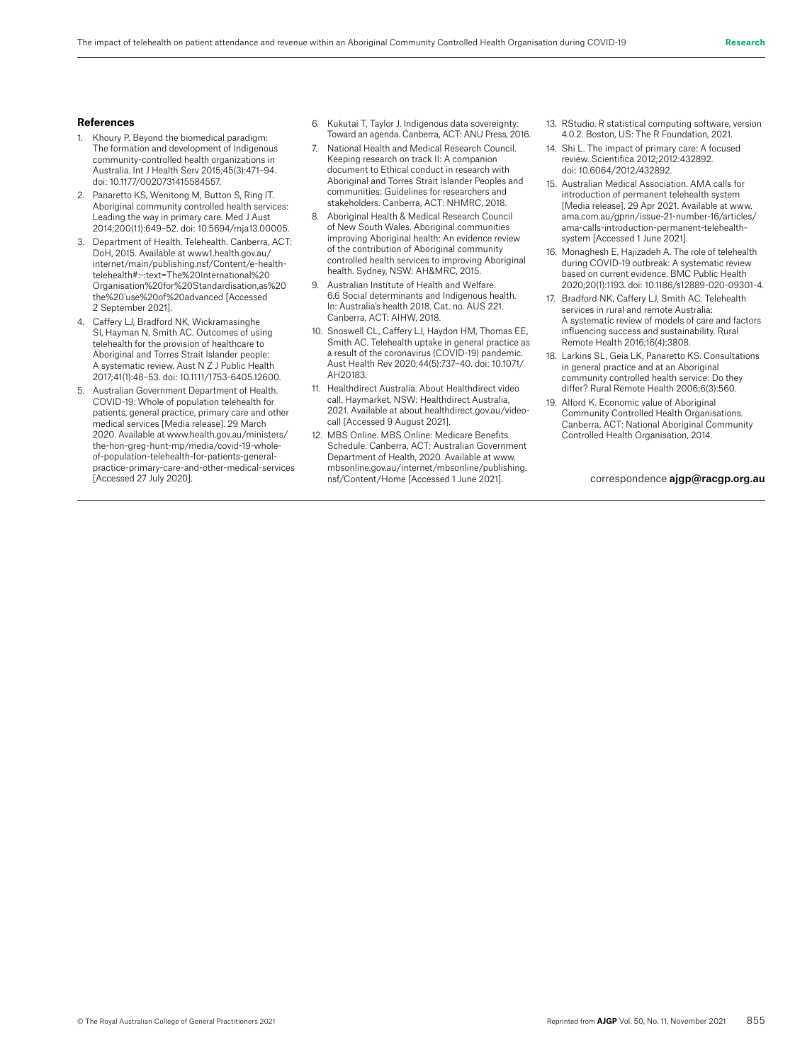## References

1. Khoury P. Beyond the biomedical paradigm: The formation and development of Indigenous community-controlled health organizations in Australia. Int J Health Serv 2015;45(3):471–94. doi: 10.1177/0020731415584557.
2. Panaretto KS, Wenitong M, Button S, Ring IT. Aboriginal community controlled health services: Leading the way in primary care. Med J Aust 2014;200(11):649–52. doi: 10.5694/mja13.00005.
3. Department of Health. Telehealth. Canberra, ACT: DoH, 2015. Available at www1.health.gov.au/internet/main/publishing.nsf/Content/e-health-telehealth#:~:text=The%20International%20Organisation%20for%20Standardisation,as%20the%20'use%20of%20advanced [Accessed 2 September 2021].
4. Caffery LJ, Bradford NK, Wickramasinghe SI, Hayman N, Smith AC. Outcomes of using telehealth for the provision of healthcare to Aboriginal and Torres Strait Islander people: A systematic review. Aust N Z J Public Health 2017;41(1):48–53. doi: 10.1111/1753-6405.12600.
5. Australian Government Department of Health. COVID-19: Whole of population telehealth for patients, general practice, primary care and other medical services [Media release]. 29 March 2020. Available at www.health.gov.au/ministers/the-hon-greg-hunt-mp/media/covid-19-whole-of-population-telehealth-for-patients-general-practice-primary-care-and-other-medical-services [Accessed 27 July 2020].
6. Kukutai T, Taylor J. Indigenous data sovereignty: Toward an agenda. Canberra, ACT: ANU Press, 2016.
7. National Health and Medical Research Council. Keeping research on track II: A companion document to Ethical conduct in research with Aboriginal and Torres Strait Islander Peoples and communities: Guidelines for researchers and stakeholders. Canberra, ACT: NHMRC, 2018.
8. Aboriginal Health & Medical Research Council of New South Wales. Aboriginal communities improving Aboriginal health: An evidence review of the contribution of Aboriginal community controlled health services to improving Aboriginal health. Sydney, NSW: AH&MRC, 2015.
9. Australian Institute of Health and Welfare. 6.6 Social determinants and Indigenous health. In: Australia's health 2018. Cat. no. AUS 221. Canberra, ACT: AIHW, 2018.
10. Snoswell CL, Caffery LJ, Haydon HM, Thomas EE, Smith AC. Telehealth uptake in general practice as a result of the coronavirus (COVID-19) pandemic. Aust Health Rev 2020;44(5):737–40. doi: 10.1071/AH20183.
11. Healthdirect Australia. About Healthdirect video call. Haymarket, NSW: Healthdirect Australia, 2021. Available at about.healthdirect.gov.au/video-call [Accessed 9 August 2021].
12. MBS Online. MBS Online: Medicare Benefits Schedule. Canberra, ACT: Australian Government Department of Health, 2020. Available at www.mbsonline.gov.au/internet/mbsonline/publishing.nsf/Content/Home [Accessed 1 June 2021].
13. RStudio. R statistical computing software, version 4.0.2. Boston, US: The R Foundation, 2021.
14. Shi L. The impact of primary care: A focused review. Scientifica 2012;2012:432892. doi: 10.6064/2012/432892.
15. Australian Medical Association. AMA calls for introduction of permanent telehealth system [Media release]. 29 Apr 2021. Available at www.ama.com.au/gpnn/issue-21-number-16/articles/ama-calls-introduction-permanent-telehealth-system [Accessed 1 June 2021].
16. Monaghesh E, Hajizadeh A. The role of telehealth during COVID-19 outbreak: A systematic review based on current evidence. BMC Public Health 2020;20(1):1193. doi: 10.1186/s12889-020-09301-4.
17. Bradford NK, Caffery LJ, Smith AC. Telehealth services in rural and remote Australia: A systematic review of models of care and factors influencing success and sustainability. Rural Remote Health 2016;16(4):3808.
18. Larkins SL, Geia LK, Panaretto KS. Consultations in general practice and at an Aboriginal community controlled health service: Do they differ? Rural Remote Health 2006;6(3):560.
19. Alford K. Economic value of Aboriginal Community Controlled Health Organisations. Canberra, ACT: National Aboriginal Community Controlled Health Organisation, 2014.

correspondence **ajgp@racgp.org.au**